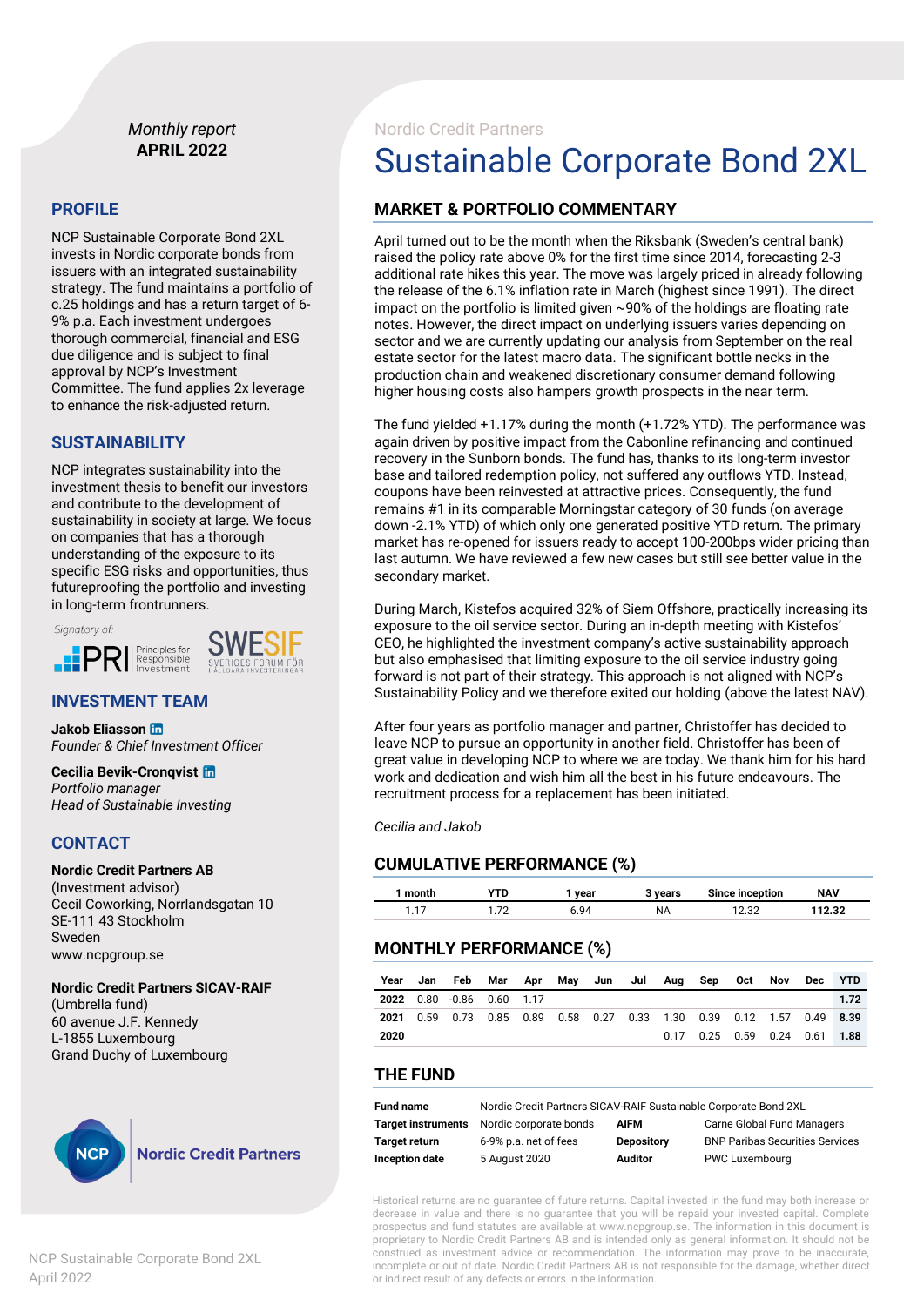*Monthly report*
**APRIL 2022**

Nordic Credit Partners

# Sustainable Corporate Bond 2XL

## PROFILE

NCP Sustainable Corporate Bond 2XL invests in Nordic corporate bonds from issuers with an integrated sustainability strategy. The fund maintains a portfolio of c.25 holdings and has a return target of 6-9% p.a. Each investment undergoes thorough commercial, financial and ESG due diligence and is subject to final approval by NCP's Investment Committee. The fund applies 2x leverage to enhance the risk-adjusted return.

## SUSTAINABILITY

NCP integrates sustainability into the investment thesis to benefit our investors and contribute to the development of sustainability in society at large. We focus on companies that has a thorough understanding of the exposure to its specific ESG risks and opportunities, thus futureproofing the portfolio and investing in long-term frontrunners.

*Signatory of:* PRI Principles for Responsible Investment; SWESIF Sveriges Forum för Hållbara Investeringar

## INVESTMENT TEAM

**Jakob Eliasson**
*Founder & Chief Investment Officer*

**Cecilia Bevik-Cronqvist**
*Portfolio manager*
*Head of Sustainable Investing*

## CONTACT

**Nordic Credit Partners AB**
(Investment advisor)
Cecil Coworking, Norrlandsgatan 10
SE-111 43 Stockholm
Sweden
www.ncpgroup.se

**Nordic Credit Partners SICAV-RAIF**
(Umbrella fund)
60 avenue J.F. Kennedy
L-1855 Luxembourg
Grand Duchy of Luxembourg

## MARKET & PORTFOLIO COMMENTARY

April turned out to be the month when the Riksbank (Sweden's central bank) raised the policy rate above 0% for the first time since 2014, forecasting 2-3 additional rate hikes this year. The move was largely priced in already following the release of the 6.1% inflation rate in March (highest since 1991). The direct impact on the portfolio is limited given ~90% of the holdings are floating rate notes. However, the direct impact on underlying issuers varies depending on sector and we are currently updating our analysis from September on the real estate sector for the latest macro data. The significant bottle necks in the production chain and weakened discretionary consumer demand following higher housing costs also hampers growth prospects in the near term.

The fund yielded +1.17% during the month (+1.72% YTD). The performance was again driven by positive impact from the Cabonline refinancing and continued recovery in the Sunborn bonds. The fund has, thanks to its long-term investor base and tailored redemption policy, not suffered any outflows YTD. Instead, coupons have been reinvested at attractive prices. Consequently, the fund remains #1 in its comparable Morningstar category of 30 funds (on average down -2.1% YTD) of which only one generated positive YTD return. The primary market has re-opened for issuers ready to accept 100-200bps wider pricing than last autumn. We have reviewed a few new cases but still see better value in the secondary market.

During March, Kistefos acquired 32% of Siem Offshore, practically increasing its exposure to the oil service sector. During an in-depth meeting with Kistefos' CEO, he highlighted the investment company's active sustainability approach but also emphasised that limiting exposure to the oil service industry going forward is not part of their strategy. This approach is not aligned with NCP's Sustainability Policy and we therefore exited our holding (above the latest NAV).

After four years as portfolio manager and partner, Christoffer has decided to leave NCP to pursue an opportunity in another field. Christoffer has been of great value in developing NCP to where we are today. We thank him for his hard work and dedication and wish him all the best in his future endeavours. The recruitment process for a replacement has been initiated.

*Cecilia and Jakob*

## CUMULATIVE PERFORMANCE (%)

| 1 month | YTD | 1 year | 3 years | Since inception | NAV |
|---|---|---|---|---|---|
| 1.17 | 1.72 | 6.94 | NA | 12.32 | **112.32** |

## MONTHLY PERFORMANCE (%)

| Year | Jan | Feb | Mar | Apr | May | Jun | Jul | Aug | Sep | Oct | Nov | Dec | YTD |
|---|---|---|---|---|---|---|---|---|---|---|---|---|---|
| **2022** | 0.80 | -0.86 | 0.60 | 1.17 | | | | | | | | | **1.72** |
| **2021** | 0.59 | 0.73 | 0.85 | 0.89 | 0.58 | 0.27 | 0.33 | 1.30 | 0.39 | 0.12 | 1.57 | 0.49 | **8.39** |
| **2020** | | | | | | | | 0.17 | 0.25 | 0.59 | 0.24 | 0.61 | **1.88** |

## THE FUND

| | | | |
|---|---|---|---|
| **Fund name** | Nordic Credit Partners SICAV-RAIF Sustainable Corporate Bond 2XL | | |
| **Target instruments** | Nordic corporate bonds | **AIFM** | Carne Global Fund Managers |
| **Target return** | 6-9% p.a. net of fees | **Depository** | BNP Paribas Securities Services |
| **Inception date** | 5 August 2020 | **Auditor** | PWC Luxembourg |

Historical returns are no guarantee of future returns. Capital invested in the fund may both increase or decrease in value and there is no guarantee that you will be repaid your invested capital. Complete prospectus and fund statutes are available at www.ncpgroup.se. The information in this document is proprietary to Nordic Credit Partners AB and is intended only as general information. It should not be construed as investment advice or recommendation. The information may prove to be inaccurate, incomplete or out of date. Nordic Credit Partners AB is not responsible for the damage, whether direct or indirect result of any defects or errors in the information.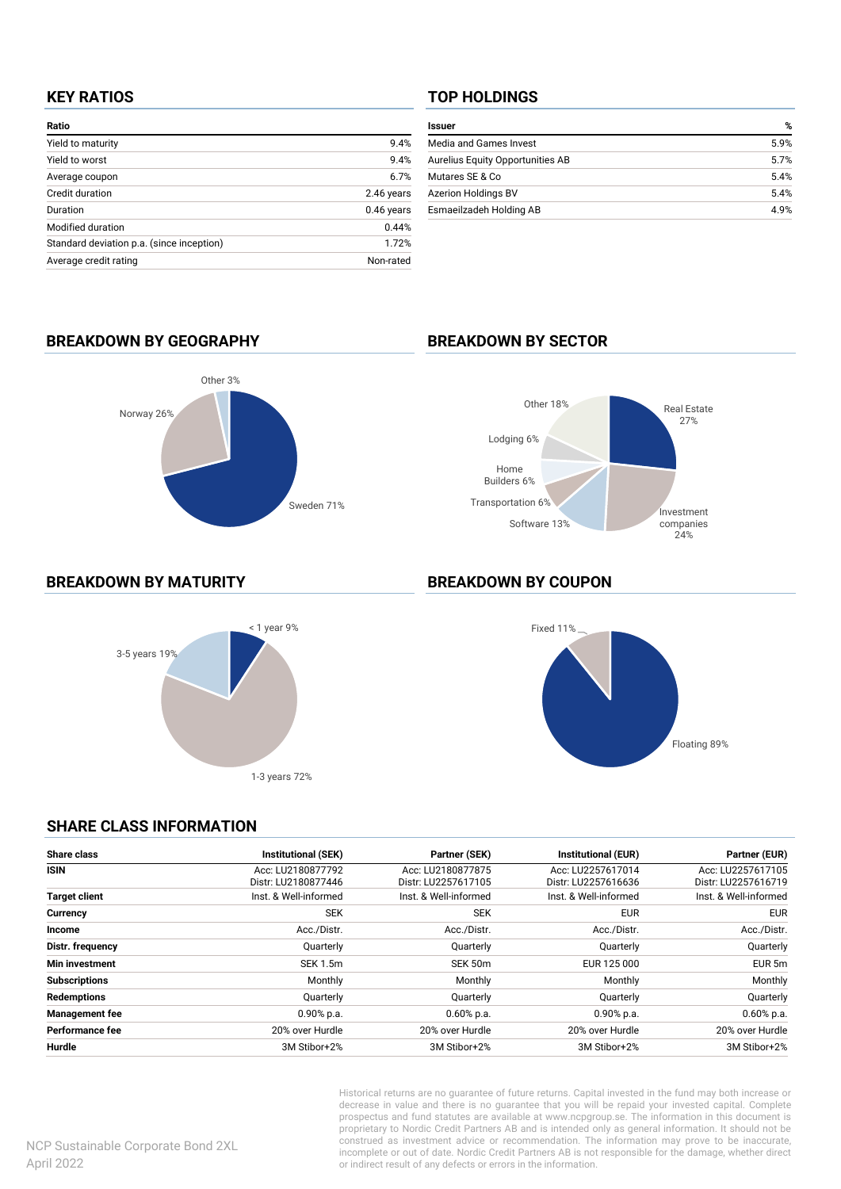## KEY RATIOS

| Ratio | |
|---|---|
| Yield to maturity | 9.4% |
| Yield to worst | 9.4% |
| Average coupon | 6.7% |
| Credit duration | 2.46 years |
| Duration | 0.46 years |
| Modified duration | 0.44% |
| Standard deviation p.a. (since inception) | 1.72% |
| Average credit rating | Non-rated |

## TOP HOLDINGS

| Issuer | % |
|---|---|
| Media and Games Invest | 5.9% |
| Aurelius Equity Opportunities AB | 5.7% |
| Mutares SE & Co | 5.4% |
| Azerion Holdings BV | 5.4% |
| Esmaeilzadeh Holding AB | 4.9% |

## BREAKDOWN BY GEOGRAPHY

Other 3%

Norway 26%

Sweden 71%

## BREAKDOWN BY SECTOR

Other 18%

Real Estate 27%

Lodging 6%

Home Builders 6%

Transportation 6%

Software 13%

Investment companies 24%

## BREAKDOWN BY MATURITY

< 1 year 9%

3-5 years 19%

1-3 years 72%

## BREAKDOWN BY COUPON

Fixed 11%

Floating 89%

## SHARE CLASS INFORMATION

| Share class | Institutional (SEK) | Partner (SEK) | Institutional (EUR) | Partner (EUR) |
|---|---|---|---|---|
| **ISIN** | Acc: LU2180877792<br>Distr: LU2180877446 | Acc: LU2180877875<br>Distr: LU2257617105 | Acc: LU2257617014<br>Distr: LU2257616636 | Acc: LU2257617105<br>Distr: LU2257616719 |
| **Target client** | Inst. & Well-informed | Inst. & Well-informed | Inst. & Well-informed | Inst. & Well-informed |
| **Currency** | SEK | SEK | EUR | EUR |
| **Income** | Acc./Distr. | Acc./Distr. | Acc./Distr. | Acc./Distr. |
| **Distr. frequency** | Quarterly | Quarterly | Quarterly | Quarterly |
| **Min investment** | SEK 1.5m | SEK 50m | EUR 125 000 | EUR 5m |
| **Subscriptions** | Monthly | Monthly | Monthly | Monthly |
| **Redemptions** | Quarterly | Quarterly | Quarterly | Quarterly |
| **Management fee** | 0.90% p.a. | 0.60% p.a. | 0.90% p.a. | 0.60% p.a. |
| **Performance fee** | 20% over Hurdle | 20% over Hurdle | 20% over Hurdle | 20% over Hurdle |
| **Hurdle** | 3M Stibor+2% | 3M Stibor+2% | 3M Stibor+2% | 3M Stibor+2% |

NCP Sustainable Corporate Bond 2XL
April 2022

Historical returns are no guarantee of future returns. Capital invested in the fund may both increase or decrease in value and there is no guarantee that you will be repaid your invested capital. Complete prospectus and fund statutes are available at www.ncpgroup.se. The information in this document is proprietary to Nordic Credit Partners AB and is intended only as general information. It should not be construed as investment advice or recommendation. The information may prove to be inaccurate, incomplete or out of date. Nordic Credit Partners AB is not responsible for the damage, whether direct or indirect result of any defects or errors in the information.